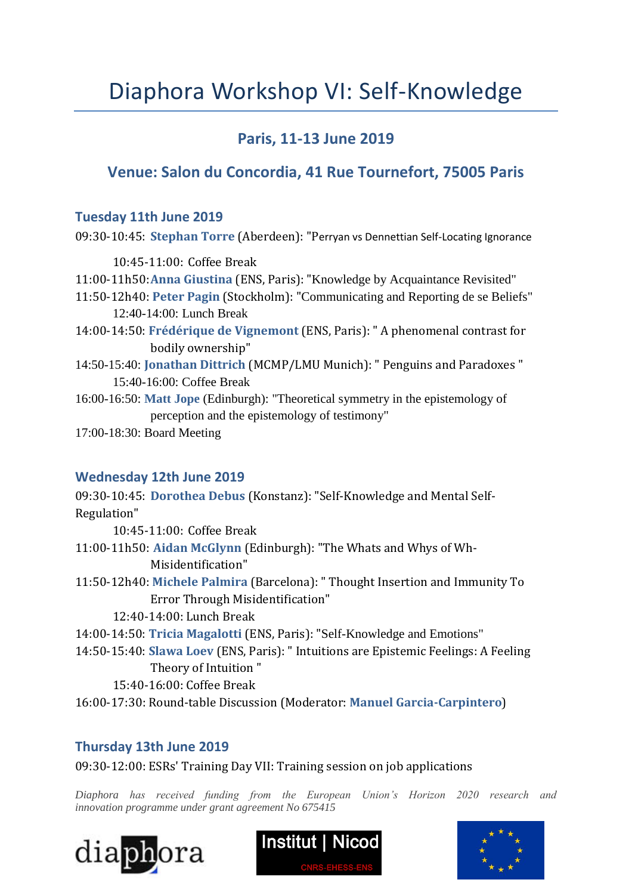# Diaphora Workshop VI: Self-Knowledge

## Paris, 11-13 June 2019

## Venue: Salon du Concordia, 41 Rue Tournefort, 75005 Paris

### Tuesday 11th June 2019

09:30-10:45: **Stephan Torre** (Aberdeen): "Perryan vs Dennettian Self-Locating Ignorance

10:45-11:00: Coffee Break

11:00-11h50: **Anna Giustina** (ENS, Paris): "Knowledge by Acquaintance Revisited"

11:50-12h40: **Peter Pagin** (Stockholm): "Communicating and Reporting de se Beliefs"

12:40-14:00: Lunch Break

14:00-14:50: **Frédérique de Vignemont** (ENS, Paris): " A phenomenal contrast for bodily ownership"

14:50-15:40: **Jonathan Dittrich** (MCMP/LMU Munich): " Penguins and Paradoxes "

15:40-16:00: Coffee Break

16:00-16:50: **Matt Jope** (Edinburgh): "Theoretical symmetry in the epistemology of perception and the epistemology of testimony"

17:00-18:30: Board Meeting

### Wednesday 12th June 2019

09:30-10:45: **Dorothea Debus** (Konstanz): "Self-Knowledge and Mental Self-Regulation"

10:45-11:00: Coffee Break

11:00-11h50: **Aidan McGlynn** (Edinburgh): "The Whats and Whys of Wh-Misidentification"

11:50-12h40: **Michele Palmira** (Barcelona): " Thought Insertion and Immunity To Error Through Misidentification"

12:40-14:00: Lunch Break

14:00-14:50: **Tricia Magalotti** (ENS, Paris): "Self-Knowledge and Emotions"

14:50-15:40: **Slawa Loev** (ENS, Paris): " Intuitions are Epistemic Feelings: A Feeling Theory of Intuition "

15:40-16:00: Coffee Break

16:00-17:30: Round-table Discussion (Moderator: **Manuel Garcia-Carpintero**)

### Thursday 13th June 2019

09:30-12:00: ESRs' Training Day VII: Training session on job applications

*Diaphora has received funding from the European Union's Horizon 2020 research and innovation programme under grant agreement No 675415*

diaphora | Institut | Nicod CNRS-EHESS-ENS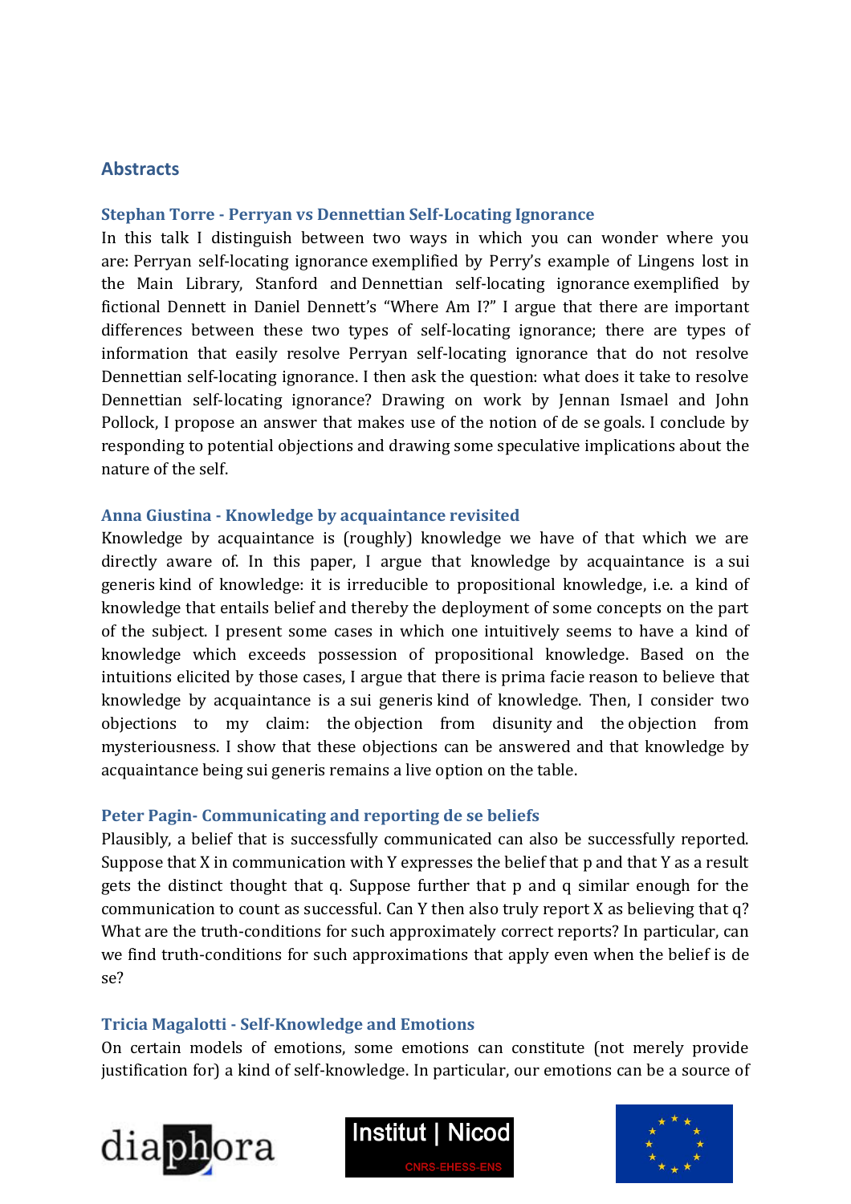## Abstracts

### Stephan Torre - Perryan vs Dennettian Self-Locating Ignorance

In this talk I distinguish between two ways in which you can wonder where you are: Perryan self-locating ignorance exemplified by Perry's example of Lingens lost in the Main Library, Stanford and Dennettian self-locating ignorance exemplified by fictional Dennett in Daniel Dennett's "Where Am I?" I argue that there are important differences between these two types of self-locating ignorance; there are types of information that easily resolve Perryan self-locating ignorance that do not resolve Dennettian self-locating ignorance. I then ask the question: what does it take to resolve Dennettian self-locating ignorance? Drawing on work by Jennan Ismael and John Pollock, I propose an answer that makes use of the notion of de se goals. I conclude by responding to potential objections and drawing some speculative implications about the nature of the self.

### Anna Giustina - Knowledge by acquaintance revisited

Knowledge by acquaintance is (roughly) knowledge we have of that which we are directly aware of. In this paper, I argue that knowledge by acquaintance is a sui generis kind of knowledge: it is irreducible to propositional knowledge, i.e. a kind of knowledge that entails belief and thereby the deployment of some concepts on the part of the subject. I present some cases in which one intuitively seems to have a kind of knowledge which exceeds possession of propositional knowledge. Based on the intuitions elicited by those cases, I argue that there is prima facie reason to believe that knowledge by acquaintance is a sui generis kind of knowledge. Then, I consider two objections to my claim: the objection from disunity and the objection from mysteriousness. I show that these objections can be answered and that knowledge by acquaintance being sui generis remains a live option on the table.

### Peter Pagin- Communicating and reporting de se beliefs

Plausibly, a belief that is successfully communicated can also be successfully reported. Suppose that X in communication with Y expresses the belief that p and that Y as a result gets the distinct thought that q. Suppose further that p and q similar enough for the communication to count as successful. Can Y then also truly report X as believing that q? What are the truth-conditions for such approximately correct reports? In particular, can we find truth-conditions for such approximations that apply even when the belief is de se?

### Tricia Magalotti - Self-Knowledge and Emotions

On certain models of emotions, some emotions can constitute (not merely provide justification for) a kind of self-knowledge. In particular, our emotions can be a source of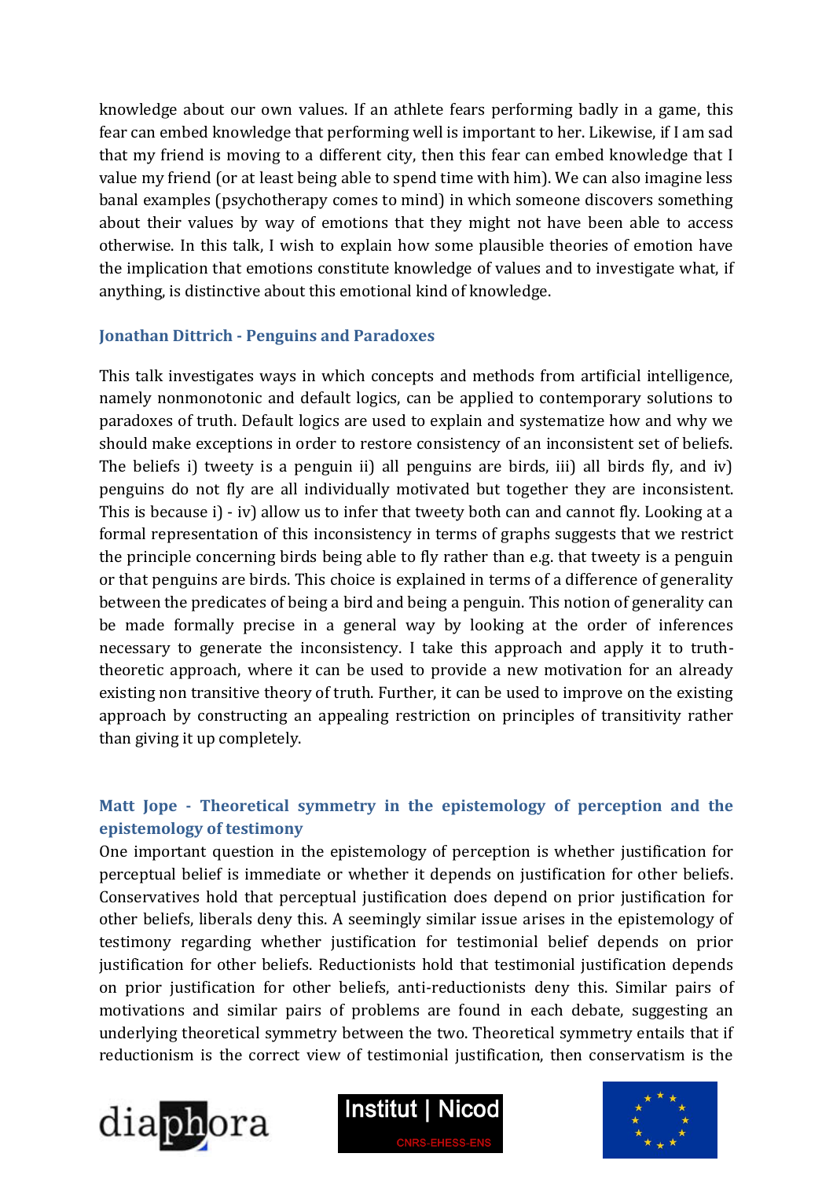knowledge about our own values. If an athlete fears performing badly in a game, this fear can embed knowledge that performing well is important to her. Likewise, if I am sad that my friend is moving to a different city, then this fear can embed knowledge that I value my friend (or at least being able to spend time with him). We can also imagine less banal examples (psychotherapy comes to mind) in which someone discovers something about their values by way of emotions that they might not have been able to access otherwise. In this talk, I wish to explain how some plausible theories of emotion have the implication that emotions constitute knowledge of values and to investigate what, if anything, is distinctive about this emotional kind of knowledge.

### Jonathan Dittrich - Penguins and Paradoxes

This talk investigates ways in which concepts and methods from artificial intelligence, namely nonmonotonic and default logics, can be applied to contemporary solutions to paradoxes of truth. Default logics are used to explain and systematize how and why we should make exceptions in order to restore consistency of an inconsistent set of beliefs. The beliefs i) tweety is a penguin ii) all penguins are birds, iii) all birds fly, and iv) penguins do not fly are all individually motivated but together they are inconsistent. This is because i) - iv) allow us to infer that tweety both can and cannot fly. Looking at a formal representation of this inconsistency in terms of graphs suggests that we restrict the principle concerning birds being able to fly rather than e.g. that tweety is a penguin or that penguins are birds. This choice is explained in terms of a difference of generality between the predicates of being a bird and being a penguin. This notion of generality can be made formally precise in a general way by looking at the order of inferences necessary to generate the inconsistency. I take this approach and apply it to truth-theoretic approach, where it can be used to provide a new motivation for an already existing non transitive theory of truth. Further, it can be used to improve on the existing approach by constructing an appealing restriction on principles of transitivity rather than giving it up completely.

### Matt Jope - Theoretical symmetry in the epistemology of perception and the epistemology of testimony

One important question in the epistemology of perception is whether justification for perceptual belief is immediate or whether it depends on justification for other beliefs. Conservatives hold that perceptual justification does depend on prior justification for other beliefs, liberals deny this. A seemingly similar issue arises in the epistemology of testimony regarding whether justification for testimonial belief depends on prior justification for other beliefs. Reductionists hold that testimonial justification depends on prior justification for other beliefs, anti-reductionists deny this. Similar pairs of motivations and similar pairs of problems are found in each debate, suggesting an underlying theoretical symmetry between the two. Theoretical symmetry entails that if reductionism is the correct view of testimonial justification, then conservatism is the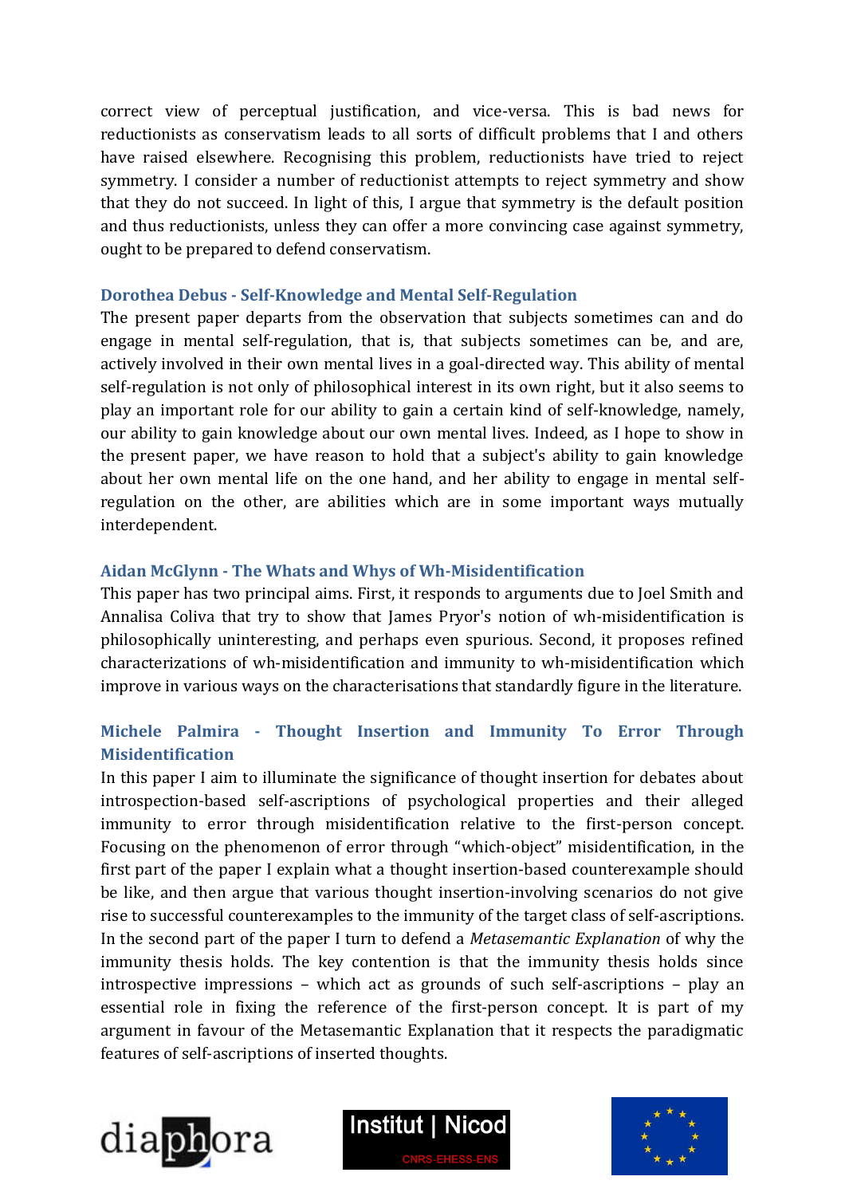correct view of perceptual justification, and vice-versa. This is bad news for reductionists as conservatism leads to all sorts of difficult problems that I and others have raised elsewhere. Recognising this problem, reductionists have tried to reject symmetry. I consider a number of reductionist attempts to reject symmetry and show that they do not succeed. In light of this, I argue that symmetry is the default position and thus reductionists, unless they can offer a more convincing case against symmetry, ought to be prepared to defend conservatism.

### Dorothea Debus - Self-Knowledge and Mental Self-Regulation

The present paper departs from the observation that subjects sometimes can and do engage in mental self-regulation, that is, that subjects sometimes can be, and are, actively involved in their own mental lives in a goal-directed way. This ability of mental self-regulation is not only of philosophical interest in its own right, but it also seems to play an important role for our ability to gain a certain kind of self-knowledge, namely, our ability to gain knowledge about our own mental lives. Indeed, as I hope to show in the present paper, we have reason to hold that a subject's ability to gain knowledge about her own mental life on the one hand, and her ability to engage in mental self-regulation on the other, are abilities which are in some important ways mutually interdependent.

### Aidan McGlynn - The Whats and Whys of Wh-Misidentification

This paper has two principal aims. First, it responds to arguments due to Joel Smith and Annalisa Coliva that try to show that James Pryor's notion of wh-misidentification is philosophically uninteresting, and perhaps even spurious. Second, it proposes refined characterizations of wh-misidentification and immunity to wh-misidentification which improve in various ways on the characterisations that standardly figure in the literature.

### Michele Palmira - Thought Insertion and Immunity To Error Through Misidentification

In this paper I aim to illuminate the significance of thought insertion for debates about introspection-based self-ascriptions of psychological properties and their alleged immunity to error through misidentification relative to the first-person concept. Focusing on the phenomenon of error through "which-object" misidentification, in the first part of the paper I explain what a thought insertion-based counterexample should be like, and then argue that various thought insertion-involving scenarios do not give rise to successful counterexamples to the immunity of the target class of self-ascriptions. In the second part of the paper I turn to defend a *Metasemantic Explanation* of why the immunity thesis holds. The key contention is that the immunity thesis holds since introspective impressions – which act as grounds of such self-ascriptions – play an essential role in fixing the reference of the first-person concept. It is part of my argument in favour of the Metasemantic Explanation that it respects the paradigmatic features of self-ascriptions of inserted thoughts.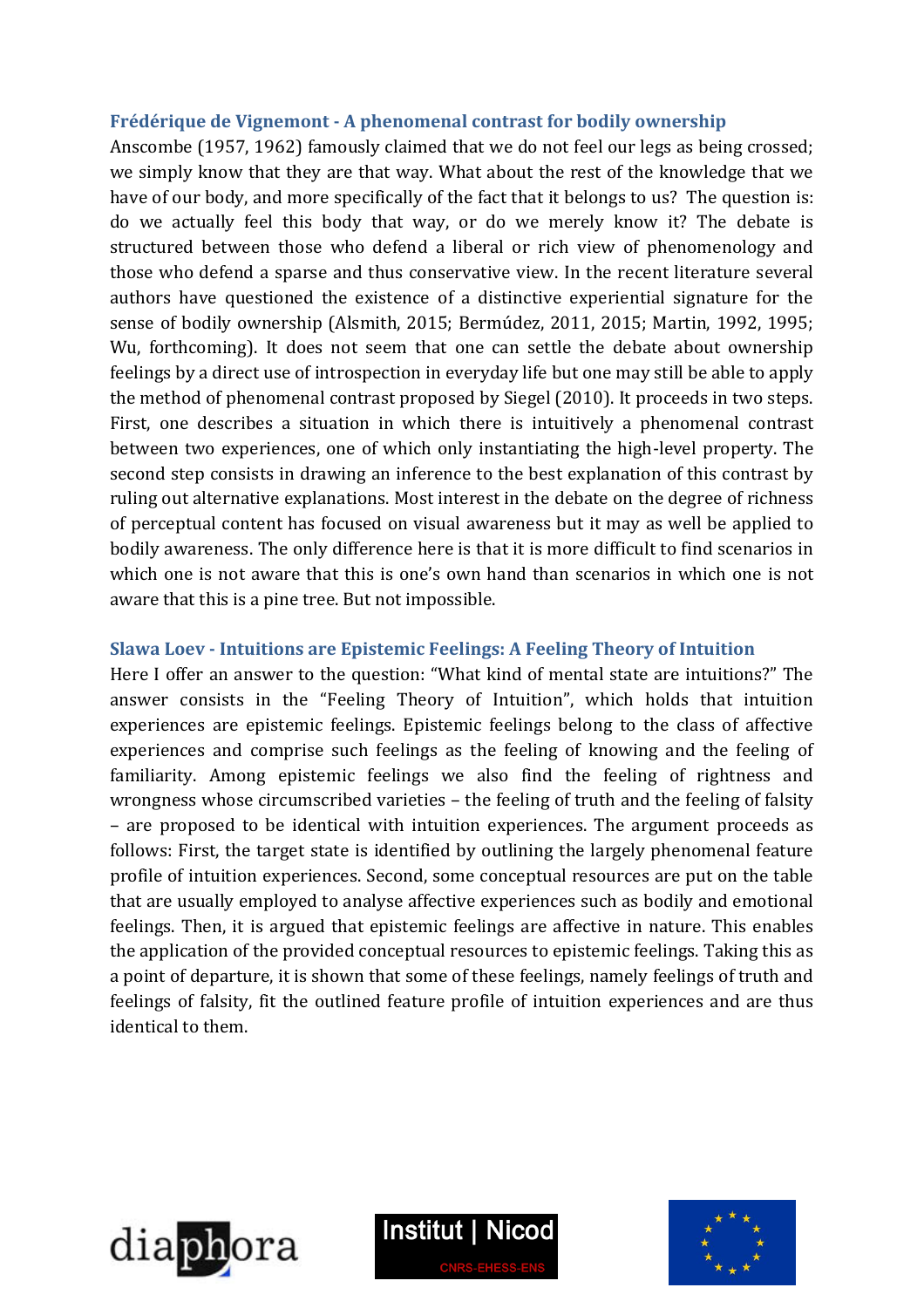### Frédérique de Vignemont - A phenomenal contrast for bodily ownership

Anscombe (1957, 1962) famously claimed that we do not feel our legs as being crossed; we simply know that they are that way. What about the rest of the knowledge that we have of our body, and more specifically of the fact that it belongs to us? The question is: do we actually feel this body that way, or do we merely know it? The debate is structured between those who defend a liberal or rich view of phenomenology and those who defend a sparse and thus conservative view. In the recent literature several authors have questioned the existence of a distinctive experiential signature for the sense of bodily ownership (Alsmith, 2015; Bermúdez, 2011, 2015; Martin, 1992, 1995; Wu, forthcoming). It does not seem that one can settle the debate about ownership feelings by a direct use of introspection in everyday life but one may still be able to apply the method of phenomenal contrast proposed by Siegel (2010). It proceeds in two steps. First, one describes a situation in which there is intuitively a phenomenal contrast between two experiences, one of which only instantiating the high-level property. The second step consists in drawing an inference to the best explanation of this contrast by ruling out alternative explanations. Most interest in the debate on the degree of richness of perceptual content has focused on visual awareness but it may as well be applied to bodily awareness. The only difference here is that it is more difficult to find scenarios in which one is not aware that this is one's own hand than scenarios in which one is not aware that this is a pine tree. But not impossible.

### Slawa Loev - Intuitions are Epistemic Feelings: A Feeling Theory of Intuition

Here I offer an answer to the question: "What kind of mental state are intuitions?" The answer consists in the "Feeling Theory of Intuition", which holds that intuition experiences are epistemic feelings. Epistemic feelings belong to the class of affective experiences and comprise such feelings as the feeling of knowing and the feeling of familiarity. Among epistemic feelings we also find the feeling of rightness and wrongness whose circumscribed varieties – the feeling of truth and the feeling of falsity – are proposed to be identical with intuition experiences. The argument proceeds as follows: First, the target state is identified by outlining the largely phenomenal feature profile of intuition experiences. Second, some conceptual resources are put on the table that are usually employed to analyse affective experiences such as bodily and emotional feelings. Then, it is argued that epistemic feelings are affective in nature. This enables the application of the provided conceptual resources to epistemic feelings. Taking this as a point of departure, it is shown that some of these feelings, namely feelings of truth and feelings of falsity, fit the outlined feature profile of intuition experiences and are thus identical to them.